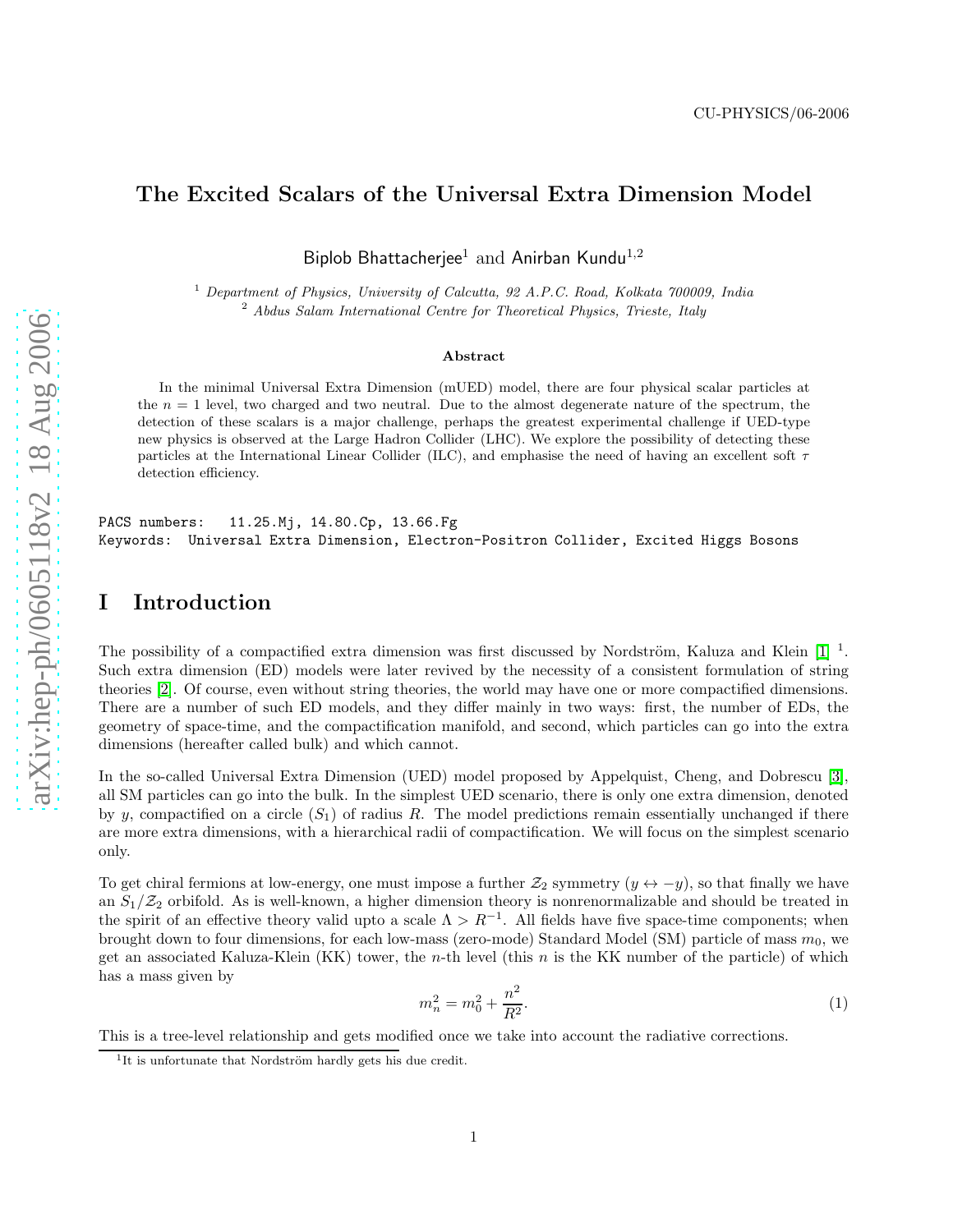CU-PHYSICS/06-2006

# The Excited Scalars of the Universal Extra Dimension Model

Biplob Bhattacherjee[1] and Anirban Kundu[1,2]

[1] *Department of Physics, University of Calcutta, 92 A.P.C. Road, Kolkata 700009, India*
[2] *Abdus Salam International Centre for Theoretical Physics, Trieste, Italy*

### Abstract

In the minimal Universal Extra Dimension (mUED) model, there are four physical scalar particles at the $n = 1$ level, two charged and two neutral. Due to the almost degenerate nature of the spectrum, the detection of these scalars is a major challenge, perhaps the greatest experimental challenge if UED-type new physics is observed at the Large Hadron Collider (LHC). We explore the possibility of detecting these particles at the International Linear Collider (ILC), and emphasise the need of having an excellent soft $\tau$ detection efficiency.

```
PACS numbers:   11.25.Mj, 14.80.Cp, 13.66.Fg
Keywords:  Universal Extra Dimension, Electron-Positron Collider, Excited Higgs Bosons
```

# I Introduction

The possibility of a compactified extra dimension was first discussed by Nordström, Kaluza and Klein [1] [1]. Such extra dimension (ED) models were later revived by the necessity of a consistent formulation of string theories [2]. Of course, even without string theories, the world may have one or more compactified dimensions. There are a number of such ED models, and they differ mainly in two ways: first, the number of EDs, the geometry of space-time, and the compactification manifold, and second, which particles can go into the extra dimensions (hereafter called bulk) and which cannot.

In the so-called Universal Extra Dimension (UED) model proposed by Appelquist, Cheng, and Dobrescu [3], all SM particles can go into the bulk. In the simplest UED scenario, there is only one extra dimension, denoted by $y$, compactified on a circle ($S_1$) of radius $R$. The model predictions remain essentially unchanged if there are more extra dimensions, with a hierarchical radii of compactification. We will focus on the simplest scenario only.

To get chiral fermions at low-energy, one must impose a further $\mathcal{Z}_2$ symmetry ($y \leftrightarrow -y$), so that finally we have an $S_1/\mathcal{Z}_2$ orbifold. As is well-known, a higher dimension theory is nonrenormalizable and should be treated in the spirit of an effective theory valid upto a scale $\Lambda > R^{-1}$. All fields have five space-time components; when brought down to four dimensions, for each low-mass (zero-mode) Standard Model (SM) particle of mass $m_0$, we get an associated Kaluza-Klein (KK) tower, the $n$-th level (this $n$ is the KK number of the particle) of which has a mass given by

$$m_n^2 = m_0^2 + \frac{n^2}{R^2}. \tag{1}$$

This is a tree-level relationship and gets modified once we take into account the radiative corrections.

[1] It is unfortunate that Nordström hardly gets his due credit.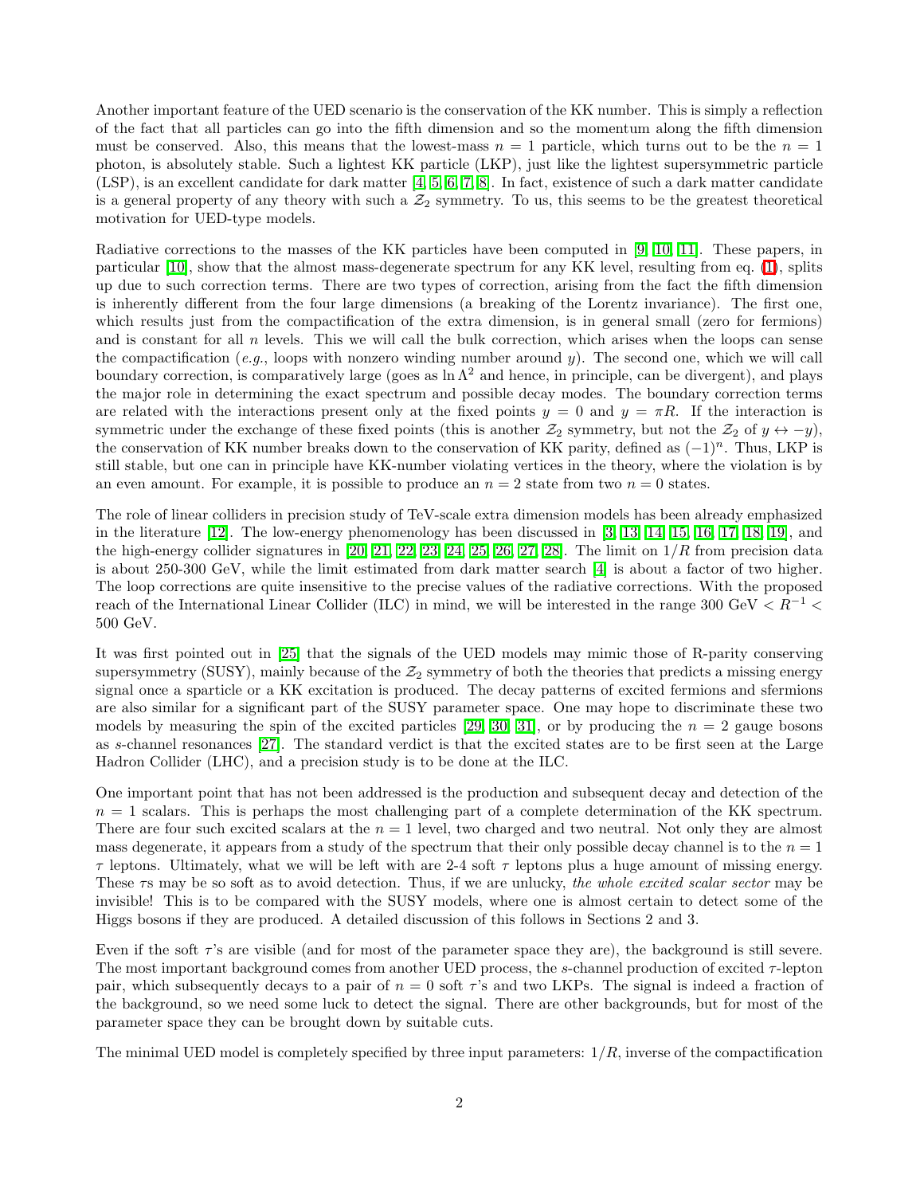Another important feature of the UED scenario is the conservation of the KK number. This is simply a reflection of the fact that all particles can go into the fifth dimension and so the momentum along the fifth dimension must be conserved. Also, this means that the lowest-mass $n = 1$ particle, which turns out to be the $n = 1$ photon, is absolutely stable. Such a lightest KK particle (LKP), just like the lightest supersymmetric particle (LSP), is an excellent candidate for dark matter [4, 5, 6, 7, 8]. In fact, existence of such a dark matter candidate is a general property of any theory with such a $\mathcal{Z}_2$ symmetry. To us, this seems to be the greatest theoretical motivation for UED-type models.

Radiative corrections to the masses of the KK particles have been computed in [9, 10, 11]. These papers, in particular [10], show that the almost mass-degenerate spectrum for any KK level, resulting from eq. (1), splits up due to such correction terms. There are two types of correction, arising from the fact the fifth dimension is inherently different from the four large dimensions (a breaking of the Lorentz invariance). The first one, which results just from the compactification of the extra dimension, is in general small (zero for fermions) and is constant for all $n$ levels. This we will call the bulk correction, which arises when the loops can sense the compactification (*e.g.*, loops with nonzero winding number around $y$). The second one, which we will call boundary correction, is comparatively large (goes as $\ln \Lambda^2$ and hence, in principle, can be divergent), and plays the major role in determining the exact spectrum and possible decay modes. The boundary correction terms are related with the interactions present only at the fixed points $y = 0$ and $y = \pi R$. If the interaction is symmetric under the exchange of these fixed points (this is another $\mathcal{Z}_2$ symmetry, but not the $\mathcal{Z}_2$ of $y \leftrightarrow -y$), the conservation of KK number breaks down to the conservation of KK parity, defined as $(-1)^n$. Thus, LKP is still stable, but one can in principle have KK-number violating vertices in the theory, where the violation is by an even amount. For example, it is possible to produce an $n = 2$ state from two $n = 0$ states.

The role of linear colliders in precision study of TeV-scale extra dimension models has been already emphasized in the literature [12]. The low-energy phenomenology has been discussed in [3, 13, 14, 15, 16, 17, 18, 19], and the high-energy collider signatures in [20, 21, 22, 23, 24, 25, 26, 27, 28]. The limit on $1/R$ from precision data is about 250-300 GeV, while the limit estimated from dark matter search [4] is about a factor of two higher. The loop corrections are quite insensitive to the precise values of the radiative corrections. With the proposed reach of the International Linear Collider (ILC) in mind, we will be interested in the range 300 GeV $< R^{-1} <$ 500 GeV.

It was first pointed out in [25] that the signals of the UED models may mimic those of R-parity conserving supersymmetry (SUSY), mainly because of the $\mathcal{Z}_2$ symmetry of both the theories that predicts a missing energy signal once a sparticle or a KK excitation is produced. The decay patterns of excited fermions and sfermions are also similar for a significant part of the SUSY parameter space. One may hope to discriminate these two models by measuring the spin of the excited particles [29, 30, 31], or by producing the $n = 2$ gauge bosons as $s$-channel resonances [27]. The standard verdict is that the excited states are to be first seen at the Large Hadron Collider (LHC), and a precision study is to be done at the ILC.

One important point that has not been addressed is the production and subsequent decay and detection of the $n = 1$ scalars. This is perhaps the most challenging part of a complete determination of the KK spectrum. There are four such excited scalars at the $n = 1$ level, two charged and two neutral. Not only they are almost mass degenerate, it appears from a study of the spectrum that their only possible decay channel is to the $n = 1$ $\tau$ leptons. Ultimately, what we will be left with are 2-4 soft $\tau$ leptons plus a huge amount of missing energy. These $\tau$s may be so soft as to avoid detection. Thus, if we are unlucky, *the whole excited scalar sector* may be invisible! This is to be compared with the SUSY models, where one is almost certain to detect some of the Higgs bosons if they are produced. A detailed discussion of this follows in Sections 2 and 3.

Even if the soft $\tau$'s are visible (and for most of the parameter space they are), the background is still severe. The most important background comes from another UED process, the $s$-channel production of excited $\tau$-lepton pair, which subsequently decays to a pair of $n = 0$ soft $\tau$'s and two LKPs. The signal is indeed a fraction of the background, so we need some luck to detect the signal. There are other backgrounds, but for most of the parameter space they can be brought down by suitable cuts.

The minimal UED model is completely specified by three input parameters: $1/R$, inverse of the compactification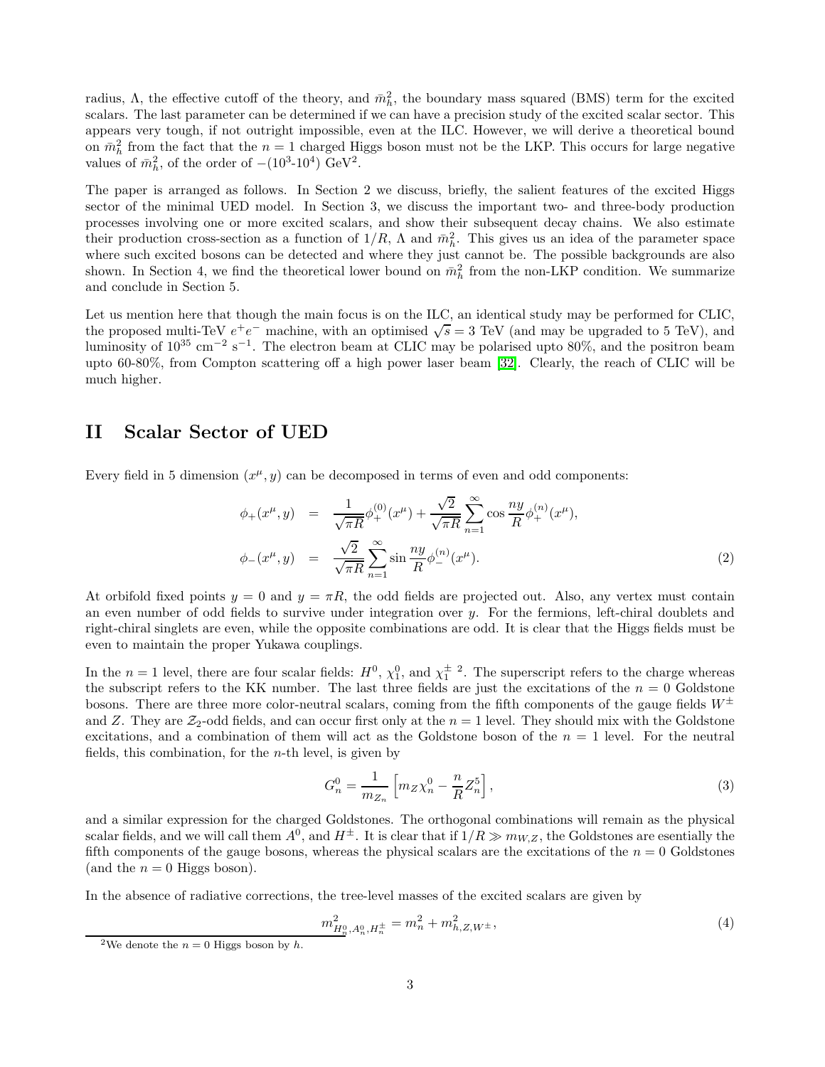radius, $\Lambda$, the effective cutoff of the theory, and $\bar{m}_h^2$, the boundary mass squared (BMS) term for the excited scalars. The last parameter can be determined if we can have a precision study of the excited scalar sector. This appears very tough, if not outright impossible, even at the ILC. However, we will derive a theoretical bound on $\bar{m}_h^2$ from the fact that the $n=1$ charged Higgs boson must not be the LKP. This occurs for large negative values of $\bar{m}_h^2$, of the order of $-(10^3\text{-}10^4)$ GeV$^2$.

The paper is arranged as follows. In Section 2 we discuss, briefly, the salient features of the excited Higgs sector of the minimal UED model. In Section 3, we discuss the important two- and three-body production processes involving one or more excited scalars, and show their subsequent decay chains. We also estimate their production cross-section as a function of $1/R$, $\Lambda$ and $\bar{m}_h^2$. This gives us an idea of the parameter space where such excited bosons can be detected and where they just cannot be. The possible backgrounds are also shown. In Section 4, we find the theoretical lower bound on $\bar{m}_h^2$ from the non-LKP condition. We summarize and conclude in Section 5.

Let us mention here that though the main focus is on the ILC, an identical study may be performed for CLIC, the proposed multi-TeV $e^+e^-$ machine, with an optimised $\sqrt{s} = 3$ TeV (and may be upgraded to 5 TeV), and luminosity of $10^{35}$ cm$^{-2}$ s$^{-1}$. The electron beam at CLIC may be polarised upto 80%, and the positron beam upto 60-80%, from Compton scattering off a high power laser beam [32]. Clearly, the reach of CLIC will be much higher.

## II Scalar Sector of UED

Every field in 5 dimension $(x^\mu, y)$ can be decomposed in terms of even and odd components:

$$
\begin{aligned}
\phi_+(x^\mu, y) &= \frac{1}{\sqrt{\pi R}}\phi_+^{(0)}(x^\mu) + \frac{\sqrt{2}}{\sqrt{\pi R}}\sum_{n=1}^{\infty}\cos\frac{ny}{R}\phi_+^{(n)}(x^\mu), \\
\phi_-(x^\mu, y) &= \frac{\sqrt{2}}{\sqrt{\pi R}}\sum_{n=1}^{\infty}\sin\frac{ny}{R}\phi_-^{(n)}(x^\mu).
\end{aligned} \tag{2}
$$

At orbifold fixed points $y=0$ and $y=\pi R$, the odd fields are projected out. Also, any vertex must contain an even number of odd fields to survive under integration over $y$. For the fermions, left-chiral doublets and right-chiral singlets are even, while the opposite combinations are odd. It is clear that the Higgs fields must be even to maintain the proper Yukawa couplings.

In the $n=1$ level, there are four scalar fields: $H^0$, $\chi_1^0$, and $\chi_1^\pm$ [2]. The superscript refers to the charge whereas the subscript refers to the KK number. The last three fields are just the excitations of the $n=0$ Goldstone bosons. There are three more color-neutral scalars, coming from the fifth components of the gauge fields $W^\pm$ and $Z$. They are $\mathcal{Z}_2$-odd fields, and can occur first only at the $n=1$ level. They should mix with the Goldstone excitations, and a combination of them will act as the Goldstone boson of the $n=1$ level. For the neutral fields, this combination, for the $n$-th level, is given by

$$
G_n^0 = \frac{1}{m_{Z_n}}\left[m_Z\chi_n^0 - \frac{n}{R}Z_n^5\right], \tag{3}
$$

and a similar expression for the charged Goldstones. The orthogonal combinations will remain as the physical scalar fields, and we will call them $A^0$, and $H^\pm$. It is clear that if $1/R \gg m_{W,Z}$, the Goldstones are esentially the fifth components of the gauge bosons, whereas the physical scalars are the excitations of the $n=0$ Goldstones (and the $n=0$ Higgs boson).

In the absence of radiative corrections, the tree-level masses of the excited scalars are given by

$$
m^2_{H_n^0, A_n^0, H_n^\pm} = m_n^2 + m^2_{h,Z,W^\pm}, \tag{4}
$$

[2] We denote the $n=0$ Higgs boson by $h$.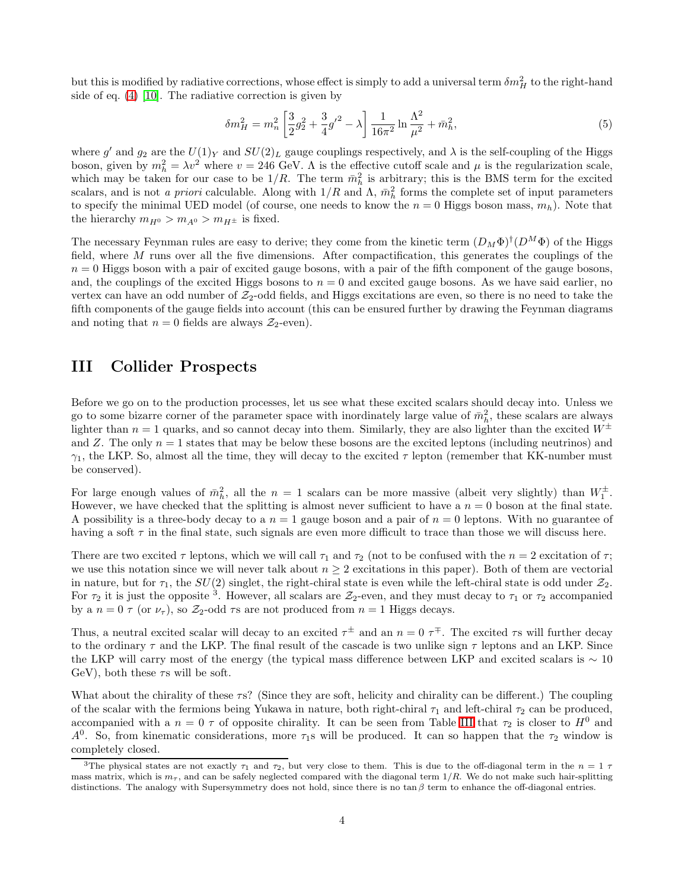but this is modified by radiative corrections, whose effect is simply to add a universal term $\delta m_H^2$ to the right-hand side of eq. (4) [10]. The radiative correction is given by

$$\delta m_H^2 = m_n^2 \left[ \frac{3}{2} g_2^2 + \frac{3}{4} g'^2 - \lambda \right] \frac{1}{16\pi^2} \ln \frac{\Lambda^2}{\mu^2} + \bar{m}_h^2, \tag{5}$$

where $g'$ and $g_2$ are the $U(1)_Y$ and $SU(2)_L$ gauge couplings respectively, and $\lambda$ is the self-coupling of the Higgs boson, given by $m_h^2 = \lambda v^2$ where $v = 246$ GeV. $\Lambda$ is the effective cutoff scale and $\mu$ is the regularization scale, which may be taken for our case to be $1/R$. The term $\bar{m}_h^2$ is arbitrary; this is the BMS term for the excited scalars, and is not *a priori* calculable. Along with $1/R$ and $\Lambda$, $\bar{m}_h^2$ forms the complete set of input parameters to specify the minimal UED model (of course, one needs to know the $n = 0$ Higgs boson mass, $m_h$). Note that the hierarchy $m_{H^0} > m_{A^0} > m_{H^\pm}$ is fixed.

The necessary Feynman rules are easy to derive; they come from the kinetic term $(D_M\Phi)^\dagger(D^M\Phi)$ of the Higgs field, where $M$ runs over all the five dimensions. After compactification, this generates the couplings of the $n = 0$ Higgs boson with a pair of excited gauge bosons, with a pair of the fifth component of the gauge bosons, and, the couplings of the excited Higgs bosons to $n = 0$ and excited gauge bosons. As we have said earlier, no vertex can have an odd number of $\mathcal{Z}_2$-odd fields, and Higgs excitations are even, so there is no need to take the fifth components of the gauge fields into account (this can be ensured further by drawing the Feynman diagrams and noting that $n = 0$ fields are always $\mathcal{Z}_2$-even).

## III Collider Prospects

Before we go on to the production processes, let us see what these excited scalars should decay into. Unless we go to some bizarre corner of the parameter space with inordinately large value of $\bar{m}_h^2$, these scalars are always lighter than $n = 1$ quarks, and so cannot decay into them. Similarly, they are also lighter than the excited $W^\pm$ and $Z$. The only $n = 1$ states that may be below these bosons are the excited leptons (including neutrinos) and $\gamma_1$, the LKP. So, almost all the time, they will decay to the excited $\tau$ lepton (remember that KK-number must be conserved).

For large enough values of $\bar{m}_h^2$, all the $n = 1$ scalars can be more massive (albeit very slightly) than $W_1^\pm$. However, we have checked that the splitting is almost never sufficient to have a $n = 0$ boson at the final state. A possibility is a three-body decay to a $n = 1$ gauge boson and a pair of $n = 0$ leptons. With no guarantee of having a soft $\tau$ in the final state, such signals are even more difficult to trace than those we will discuss here.

There are two excited $\tau$ leptons, which we will call $\tau_1$ and $\tau_2$ (not to be confused with the $n = 2$ excitation of $\tau$; we use this notation since we will never talk about $n \geq 2$ excitations in this paper). Both of them are vectorial in nature, but for $\tau_1$, the $SU(2)$ singlet, the right-chiral state is even while the left-chiral state is odd under $\mathcal{Z}_2$. For $\tau_2$ it is just the opposite [3]. However, all scalars are $\mathcal{Z}_2$-even, and they must decay to $\tau_1$ or $\tau_2$ accompanied by a $n = 0$ $\tau$ (or $\nu_\tau$), so $\mathcal{Z}_2$-odd $\tau$s are not produced from $n = 1$ Higgs decays.

Thus, a neutral excited scalar will decay to an excited $\tau^\pm$ and an $n = 0$ $\tau^\mp$. The excited $\tau$s will further decay to the ordinary $\tau$ and the LKP. The final result of the cascade is two unlike sign $\tau$ leptons and an LKP. Since the LKP will carry most of the energy (the typical mass difference between LKP and excited scalars is $\sim 10$ GeV), both these $\tau$s will be soft.

What about the chirality of these $\tau$s? (Since they are soft, helicity and chirality can be different.) The coupling of the scalar with the fermions being Yukawa in nature, both right-chiral $\tau_1$ and left-chiral $\tau_2$ can be produced, accompanied with a $n = 0$ $\tau$ of opposite chirality. It can be seen from Table III that $\tau_2$ is closer to $H^0$ and $A^0$. So, from kinematic considerations, more $\tau_1$s will be produced. It can so happen that the $\tau_2$ window is completely closed.

[3] The physical states are not exactly $\tau_1$ and $\tau_2$, but very close to them. This is due to the off-diagonal term in the $n = 1$ $\tau$ mass matrix, which is $m_\tau$, and can be safely neglected compared with the diagonal term $1/R$. We do not make such hair-splitting distinctions. The analogy with Supersymmetry does not hold, since there is no $\tan\beta$ term to enhance the off-diagonal entries.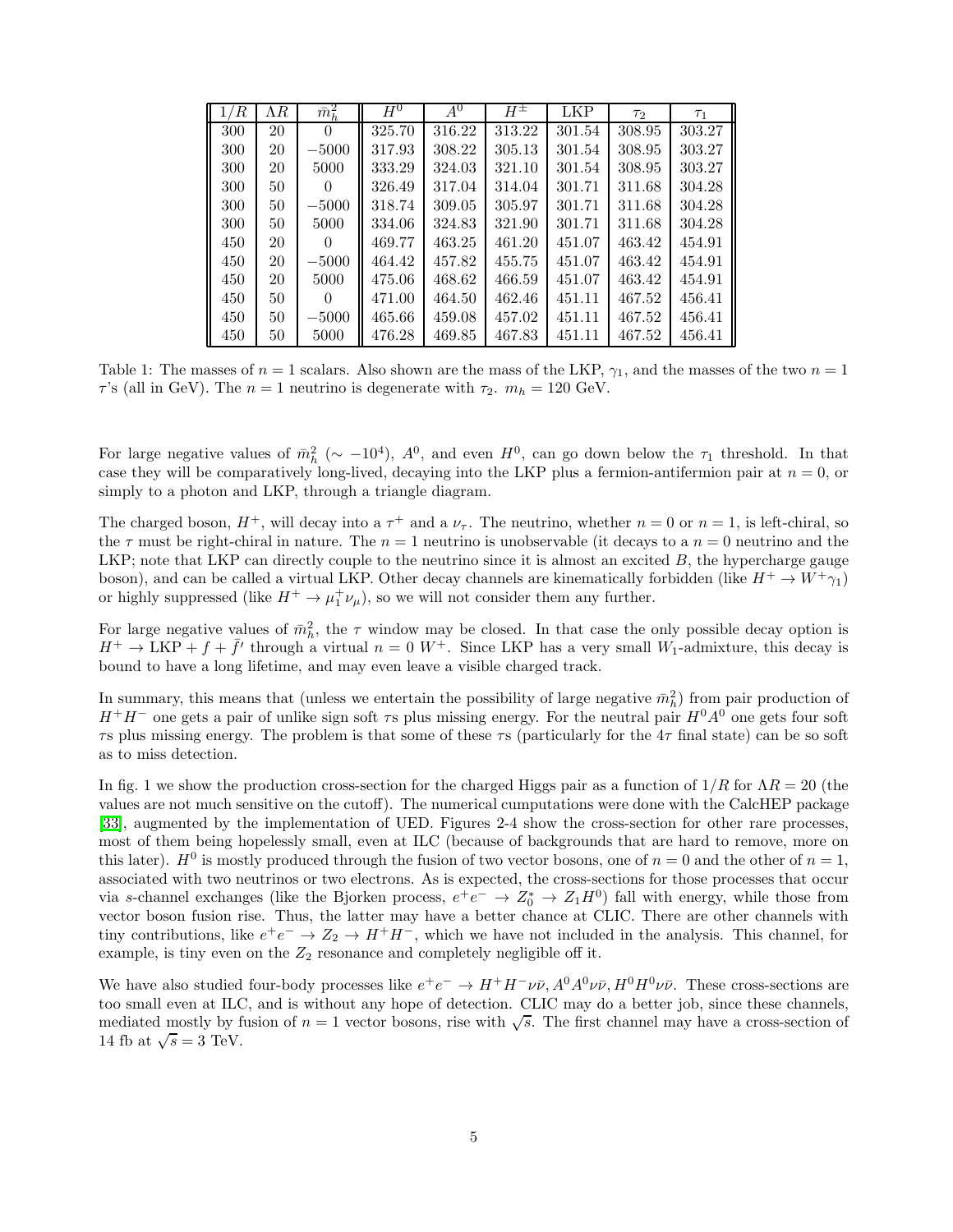| $1/R$ | $\Lambda R$ | $\bar{m}_h^2$ | $H^0$ | $A^0$ | $H^\pm$ | LKP | $\tau_2$ | $\tau_1$ |
|---|---|---|---|---|---|---|---|---|
| 300 | 20 | 0 | 325.70 | 316.22 | 313.22 | 301.54 | 308.95 | 303.27 |
| 300 | 20 | $-5000$ | 317.93 | 308.22 | 305.13 | 301.54 | 308.95 | 303.27 |
| 300 | 20 | 5000 | 333.29 | 324.03 | 321.10 | 301.54 | 308.95 | 303.27 |
| 300 | 50 | 0 | 326.49 | 317.04 | 314.04 | 301.71 | 311.68 | 304.28 |
| 300 | 50 | $-5000$ | 318.74 | 309.05 | 305.97 | 301.71 | 311.68 | 304.28 |
| 300 | 50 | 5000 | 334.06 | 324.83 | 321.90 | 301.71 | 311.68 | 304.28 |
| 450 | 20 | 0 | 469.77 | 463.25 | 461.20 | 451.07 | 463.42 | 454.91 |
| 450 | 20 | $-5000$ | 464.42 | 457.82 | 455.75 | 451.07 | 463.42 | 454.91 |
| 450 | 20 | 5000 | 475.06 | 468.62 | 466.59 | 451.07 | 463.42 | 454.91 |
| 450 | 50 | 0 | 471.00 | 464.50 | 462.46 | 451.11 | 467.52 | 456.41 |
| 450 | 50 | $-5000$ | 465.66 | 459.08 | 457.02 | 451.11 | 467.52 | 456.41 |
| 450 | 50 | 5000 | 476.28 | 469.85 | 467.83 | 451.11 | 467.52 | 456.41 |

Table 1: The masses of $n = 1$ scalars. Also shown are the mass of the LKP, $\gamma_1$, and the masses of the two $n = 1$ $\tau$'s (all in GeV). The $n = 1$ neutrino is degenerate with $\tau_2$. $m_h = 120$ GeV.

For large negative values of $\bar{m}_h^2$ ($\sim -10^4$), $A^0$, and even $H^0$, can go down below the $\tau_1$ threshold. In that case they will be comparatively long-lived, decaying into the LKP plus a fermion-antifermion pair at $n = 0$, or simply to a photon and LKP, through a triangle diagram.

The charged boson, $H^+$, will decay into a $\tau^+$ and a $\nu_\tau$. The neutrino, whether $n = 0$ or $n = 1$, is left-chiral, so the $\tau$ must be right-chiral in nature. The $n = 1$ neutrino is unobservable (it decays to a $n = 0$ neutrino and the LKP; note that LKP can directly couple to the neutrino since it is almost an excited $B$, the hypercharge gauge boson), and can be called a virtual LKP. Other decay channels are kinematically forbidden (like $H^+ \to W^+\gamma_1$) or highly suppressed (like $H^+ \to \mu_1^+\nu_\mu$), so we will not consider them any further.

For large negative values of $\bar{m}_h^2$, the $\tau$ window may be closed. In that case the only possible decay option is $H^+ \to \text{LKP} + f + \bar{f}'$ through a virtual $n = 0$ $W^+$. Since LKP has a very small $W_1$-admixture, this decay is bound to have a long lifetime, and may even leave a visible charged track.

In summary, this means that (unless we entertain the possibility of large negative $\bar{m}_h^2$) from pair production of $H^+H^-$ one gets a pair of unlike sign soft $\tau$s plus missing energy. For the neutral pair $H^0A^0$ one gets four soft $\tau$s plus missing energy. The problem is that some of these $\tau$s (particularly for the $4\tau$ final state) can be so soft as to miss detection.

In fig. 1 we show the production cross-section for the charged Higgs pair as a function of $1/R$ for $\Lambda R = 20$ (the values are not much sensitive on the cutoff). The numerical cumputations were done with the CalcHEP package [33], augmented by the implementation of UED. Figures 2-4 show the cross-section for other rare processes, most of them being hopelessly small, even at ILC (because of backgrounds that are hard to remove, more on this later). $H^0$ is mostly produced through the fusion of two vector bosons, one of $n = 0$ and the other of $n = 1$, associated with two neutrinos or two electrons. As is expected, the cross-sections for those processes that occur via $s$-channel exchanges (like the Bjorken process, $e^+e^- \to Z_0^* \to Z_1H^0$) fall with energy, while those from vector boson fusion rise. Thus, the latter may have a better chance at CLIC. There are other channels with tiny contributions, like $e^+e^- \to Z_2 \to H^+H^-$, which we have not included in the analysis. This channel, for example, is tiny even on the $Z_2$ resonance and completely negligible off it.

We have also studied four-body processes like $e^+e^- \to H^+H^-\nu\bar{\nu}, A^0A^0\nu\bar{\nu}, H^0H^0\nu\bar{\nu}$. These cross-sections are too small even at ILC, and is without any hope of detection. CLIC may do a better job, since these channels, mediated mostly by fusion of $n = 1$ vector bosons, rise with $\sqrt{s}$. The first channel may have a cross-section of 14 fb at $\sqrt{s} = 3$ TeV.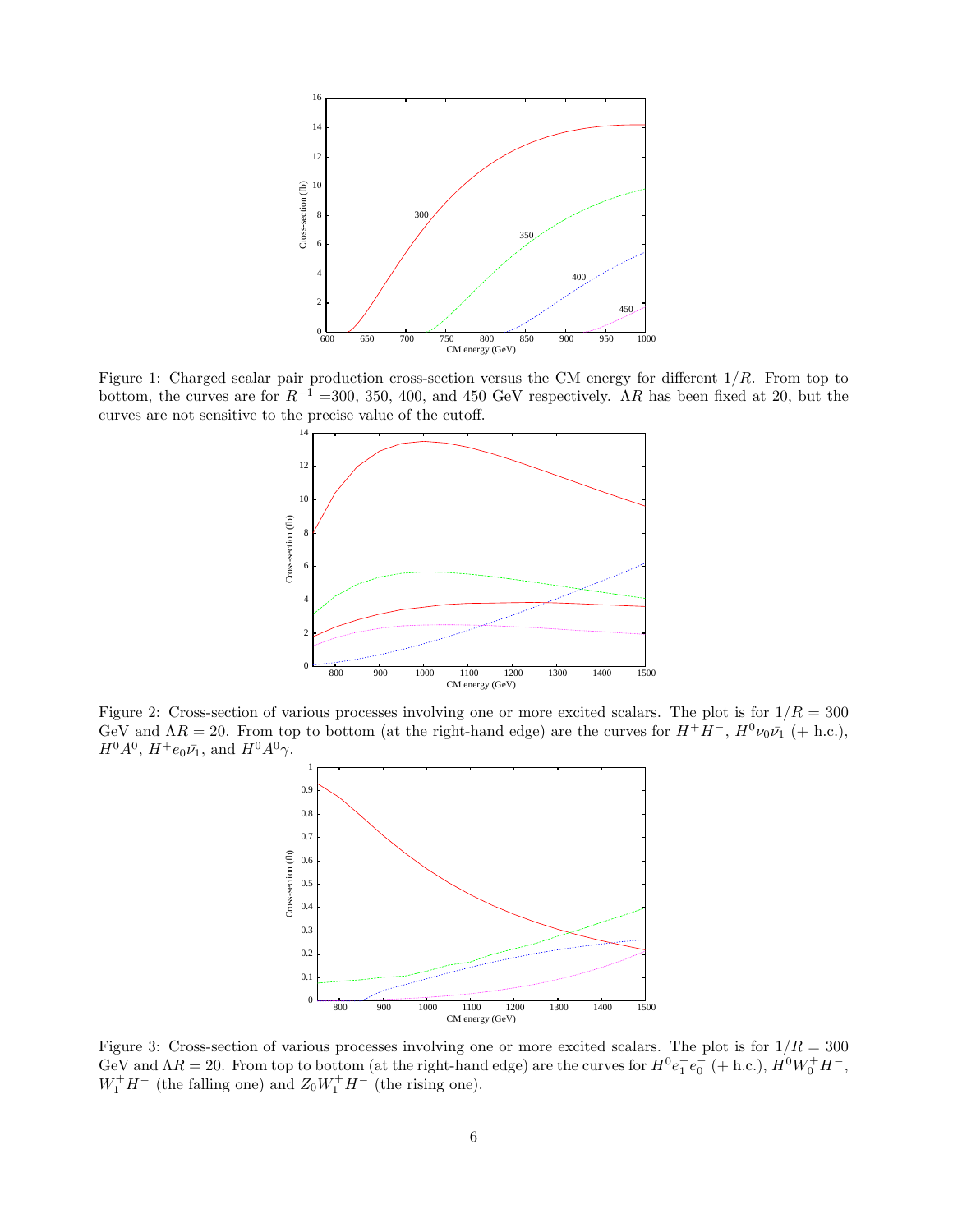Figure 1: Charged scalar pair production cross-section versus the CM energy for different $1/R$. From top to bottom, the curves are for $R^{-1}$ =300, 350, 400, and 450 GeV respectively. $\Lambda R$ has been fixed at 20, but the curves are not sensitive to the precise value of the cutoff.

Figure 2: Cross-section of various processes involving one or more excited scalars. The plot is for $1/R = 300$ GeV and $\Lambda R = 20$. From top to bottom (at the right-hand edge) are the curves for $H^+H^-$, $H^0\nu_0\bar{\nu_1}$ (+ h.c.), $H^0A^0$, $H^+e_0\bar{\nu_1}$, and $H^0A^0\gamma$.

Figure 3: Cross-section of various processes involving one or more excited scalars. The plot is for $1/R = 300$ GeV and $\Lambda R = 20$. From top to bottom (at the right-hand edge) are the curves for $H^0e_1^+e_0^-$ (+ h.c.), $H^0W_0^+H^-$, $W_1^+H^-$ (the falling one) and $Z_0W_1^+H^-$ (the rising one).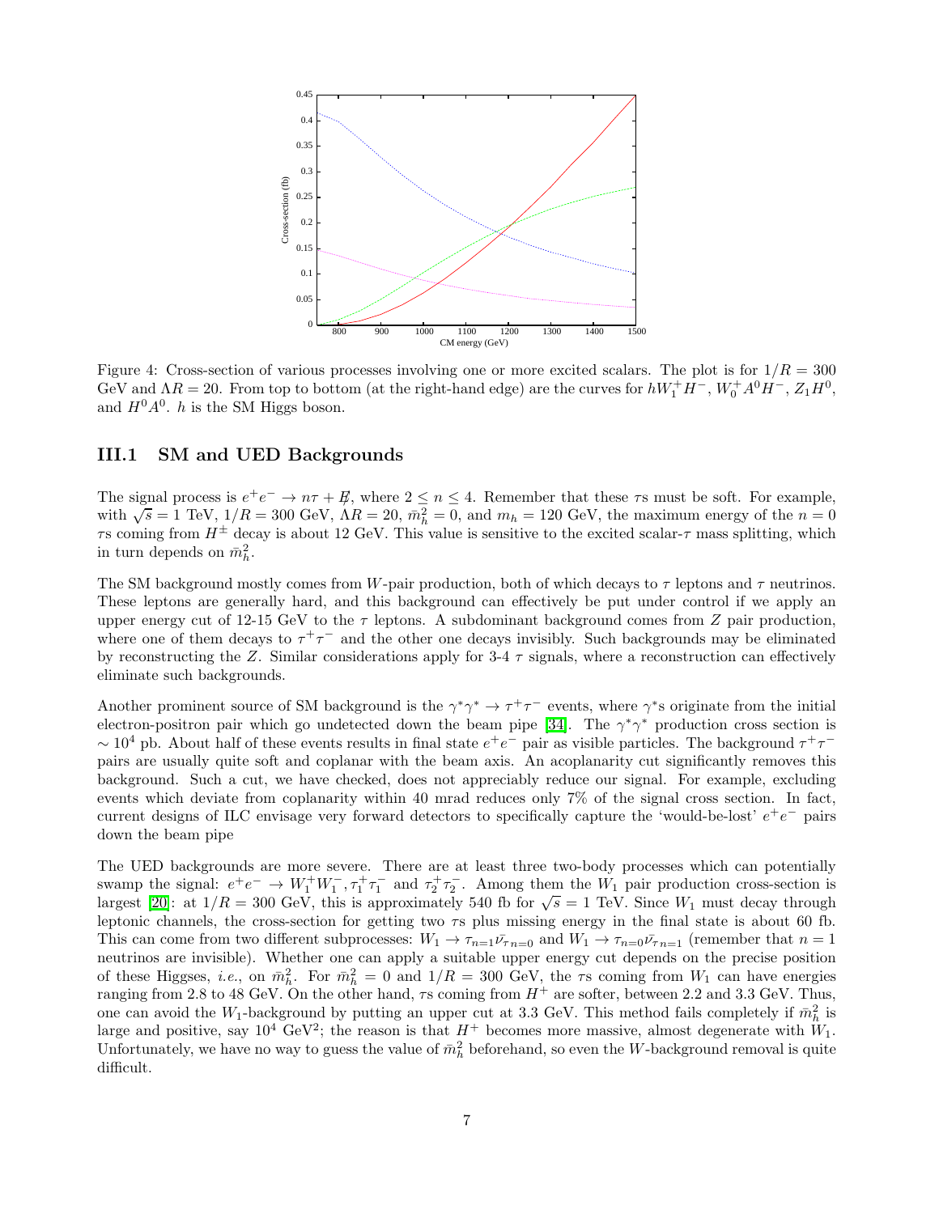Figure 4: Cross-section of various processes involving one or more excited scalars. The plot is for $1/R = 300$ GeV and $\Lambda R = 20$. From top to bottom (at the right-hand edge) are the curves for $hW_1^+H^-$, $W_0^+A^0H^-$, $Z_1H^0$, and $H^0A^0$. $h$ is the SM Higgs boson.

## III.1 SM and UED Backgrounds

The signal process is $e^+e^- \to n\tau + \not{E}$, where $2 \leq n \leq 4$. Remember that these $\tau$s must be soft. For example, with $\sqrt{s} = 1$ TeV, $1/R = 300$ GeV, $\Lambda R = 20$, $\bar{m}_h^2 = 0$, and $m_h = 120$ GeV, the maximum energy of the $n = 0$ $\tau$s coming from $H^\pm$ decay is about 12 GeV. This value is sensitive to the excited scalar-$\tau$ mass splitting, which in turn depends on $\bar{m}_h^2$.

The SM background mostly comes from $W$-pair production, both of which decays to $\tau$ leptons and $\tau$ neutrinos. These leptons are generally hard, and this background can effectively be put under control if we apply an upper energy cut of 12-15 GeV to the $\tau$ leptons. A subdominant background comes from $Z$ pair production, where one of them decays to $\tau^+\tau^-$ and the other one decays invisibly. Such backgrounds may be eliminated by reconstructing the $Z$. Similar considerations apply for 3-4 $\tau$ signals, where a reconstruction can effectively eliminate such backgrounds.

Another prominent source of SM background is the $\gamma^*\gamma^* \to \tau^+\tau^-$ events, where $\gamma^*$s originate from the initial electron-positron pair which go undetected down the beam pipe [34]. The $\gamma^*\gamma^*$ production cross section is $\sim 10^4$ pb. About half of these events results in final state $e^+e^-$ pair as visible particles. The background $\tau^+\tau^-$ pairs are usually quite soft and coplanar with the beam axis. An acoplanarity cut significantly removes this background. Such a cut, we have checked, does not appreciably reduce our signal. For example, excluding events which deviate from coplanarity within 40 mrad reduces only 7% of the signal cross section. In fact, current designs of ILC envisage very forward detectors to specifically capture the 'would-be-lost' $e^+e^-$ pairs down the beam pipe

The UED backgrounds are more severe. There are at least three two-body processes which can potentially swamp the signal: $e^+e^- \to W_1^+W_1^-, \tau_1^+\tau_1^-$ and $\tau_2^+\tau_2^-$. Among them the $W_1$ pair production cross-section is largest [20]: at $1/R = 300$ GeV, this is approximately 540 fb for $\sqrt{s} = 1$ TeV. Since $W_1$ must decay through leptonic channels, the cross-section for getting two $\tau$s plus missing energy in the final state is about 60 fb. This can come from two different subprocesses: $W_1 \to \tau_{n=1}\bar{\nu}_{\tau n=0}$ and $W_1 \to \tau_{n=0}\bar{\nu}_{\tau n=1}$ (remember that $n = 1$ neutrinos are invisible). Whether one can apply a suitable upper energy cut depends on the precise position of these Higgses, *i.e.*, on $\bar{m}_h^2$. For $\bar{m}_h^2 = 0$ and $1/R = 300$ GeV, the $\tau$s coming from $W_1$ can have energies ranging from 2.8 to 48 GeV. On the other hand, $\tau$s coming from $H^+$ are softer, between 2.2 and 3.3 GeV. Thus, one can avoid the $W_1$-background by putting an upper cut at 3.3 GeV. This method fails completely if $\bar{m}_h^2$ is large and positive, say $10^4$ GeV$^2$; the reason is that $H^+$ becomes more massive, almost degenerate with $W_1$. Unfortunately, we have no way to guess the value of $\bar{m}_h^2$ beforehand, so even the $W$-background removal is quite difficult.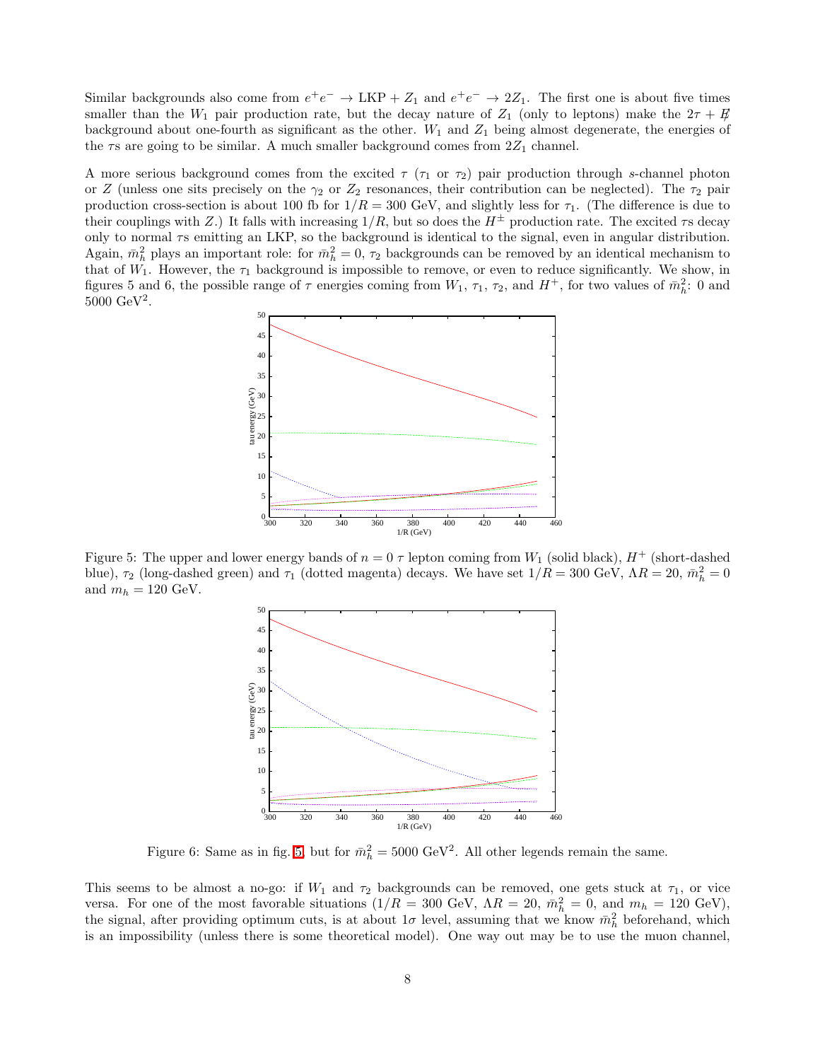Similar backgrounds also come from $e^+e^- \to \text{LKP} + Z_1$ and $e^+e^- \to 2Z_1$. The first one is about five times smaller than the $W_1$ pair production rate, but the decay nature of $Z_1$ (only to leptons) make the $2\tau + \not{E}$ background about one-fourth as significant as the other. $W_1$ and $Z_1$ being almost degenerate, the energies of the $\tau$s are going to be similar. A much smaller background comes from $2Z_1$ channel.

A more serious background comes from the excited $\tau$ ($\tau_1$ or $\tau_2$) pair production through $s$-channel photon or $Z$ (unless one sits precisely on the $\gamma_2$ or $Z_2$ resonances, their contribution can be neglected). The $\tau_2$ pair production cross-section is about 100 fb for $1/R = 300$ GeV, and slightly less for $\tau_1$. (The difference is due to their couplings with $Z$.) It falls with increasing $1/R$, but so does the $H^\pm$ production rate. The excited $\tau$s decay only to normal $\tau$s emitting an LKP, so the background is identical to the signal, even in angular distribution. Again, $\bar{m}_h^2$ plays an important role: for $\bar{m}_h^2 = 0$, $\tau_2$ backgrounds can be removed by an identical mechanism to that of $W_1$. However, the $\tau_1$ background is impossible to remove, or even to reduce significantly. We show, in figures 5 and 6, the possible range of $\tau$ energies coming from $W_1$, $\tau_1$, $\tau_2$, and $H^+$, for two values of $\bar{m}_h^2$: 0 and 5000 GeV$^2$.

Figure 5: The upper and lower energy bands of $n = 0$ $\tau$ lepton coming from $W_1$ (solid black), $H^+$ (short-dashed blue), $\tau_2$ (long-dashed green) and $\tau_1$ (dotted magenta) decays. We have set $1/R = 300$ GeV, $\Lambda R = 20$, $\bar{m}_h^2 = 0$ and $m_h = 120$ GeV.

Figure 6: Same as in fig. 5, but for $\bar{m}_h^2 = 5000$ GeV$^2$. All other legends remain the same.

This seems to be almost a no-go: if $W_1$ and $\tau_2$ backgrounds can be removed, one gets stuck at $\tau_1$, or vice versa. For one of the most favorable situations ($1/R = 300$ GeV, $\Lambda R = 20$, $\bar{m}_h^2 = 0$, and $m_h = 120$ GeV), the signal, after providing optimum cuts, is at about $1\sigma$ level, assuming that we know $\bar{m}_h^2$ beforehand, which is an impossibility (unless there is some theoretical model). One way out may be to use the muon channel,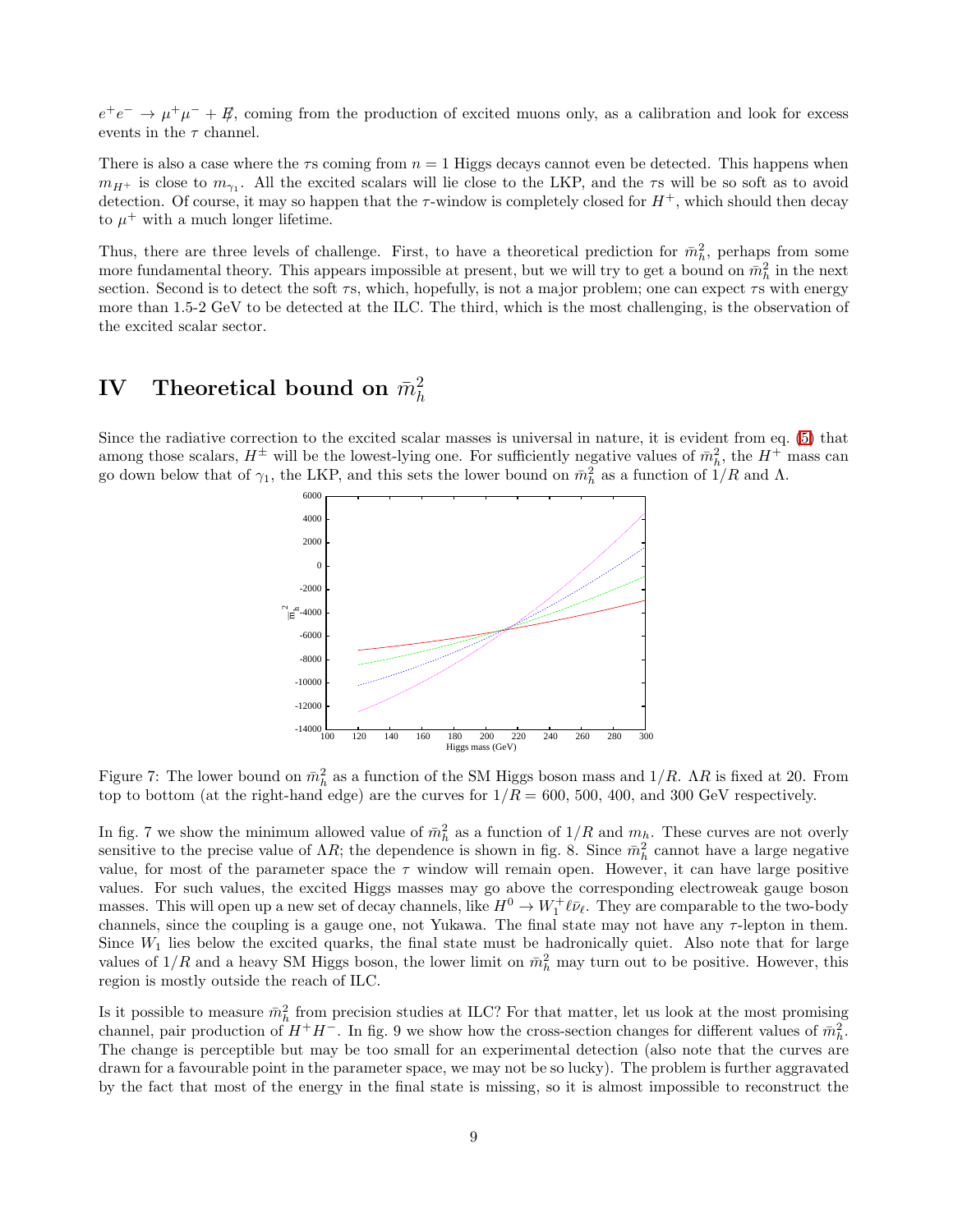$e^+e^- \to \mu^+\mu^- + \not{E}$, coming from the production of excited muons only, as a calibration and look for excess events in the $\tau$ channel.

There is also a case where the $\tau$s coming from $n = 1$ Higgs decays cannot even be detected. This happens when $m_{H^+}$ is close to $m_{\gamma_1}$. All the excited scalars will lie close to the LKP, and the $\tau$s will be so soft as to avoid detection. Of course, it may so happen that the $\tau$-window is completely closed for $H^+$, which should then decay to $\mu^+$ with a much longer lifetime.

Thus, there are three levels of challenge. First, to have a theoretical prediction for $\bar{m}_h^2$, perhaps from some more fundamental theory. This appears impossible at present, but we will try to get a bound on $\bar{m}_h^2$ in the next section. Second is to detect the soft $\tau$s, which, hopefully, is not a major problem; one can expect $\tau$s with energy more than 1.5-2 GeV to be detected at the ILC. The third, which is the most challenging, is the observation of the excited scalar sector.

# IV Theoretical bound on $\bar{m}_h^2$

Since the radiative correction to the excited scalar masses is universal in nature, it is evident from eq. (5) that among those scalars, $H^\pm$ will be the lowest-lying one. For sufficiently negative values of $\bar{m}_h^2$, the $H^+$ mass can go down below that of $\gamma_1$, the LKP, and this sets the lower bound on $\bar{m}_h^2$ as a function of $1/R$ and $\Lambda$.

Figure 7: The lower bound on $\bar{m}_h^2$ as a function of the SM Higgs boson mass and $1/R$. $\Lambda R$ is fixed at 20. From top to bottom (at the right-hand edge) are the curves for $1/R = 600$, 500, 400, and 300 GeV respectively.

In fig. 7 we show the minimum allowed value of $\bar{m}_h^2$ as a function of $1/R$ and $m_h$. These curves are not overly sensitive to the precise value of $\Lambda R$; the dependence is shown in fig. 8. Since $\bar{m}_h^2$ cannot have a large negative value, for most of the parameter space the $\tau$ window will remain open. However, it can have large positive values. For such values, the excited Higgs masses may go above the corresponding electroweak gauge boson masses. This will open up a new set of decay channels, like $H^0 \to W_1^+ \ell \bar{\nu}_\ell$. They are comparable to the two-body channels, since the coupling is a gauge one, not Yukawa. The final state may not have any $\tau$-lepton in them. Since $W_1$ lies below the excited quarks, the final state must be hadronically quiet. Also note that for large values of $1/R$ and a heavy SM Higgs boson, the lower limit on $\bar{m}_h^2$ may turn out to be positive. However, this region is mostly outside the reach of ILC.

Is it possible to measure $\bar{m}_h^2$ from precision studies at ILC? For that matter, let us look at the most promising channel, pair production of $H^+H^-$. In fig. 9 we show how the cross-section changes for different values of $\bar{m}_h^2$. The change is perceptible but may be too small for an experimental detection (also note that the curves are drawn for a favourable point in the parameter space, we may not be so lucky). The problem is further aggravated by the fact that most of the energy in the final state is missing, so it is almost impossible to reconstruct the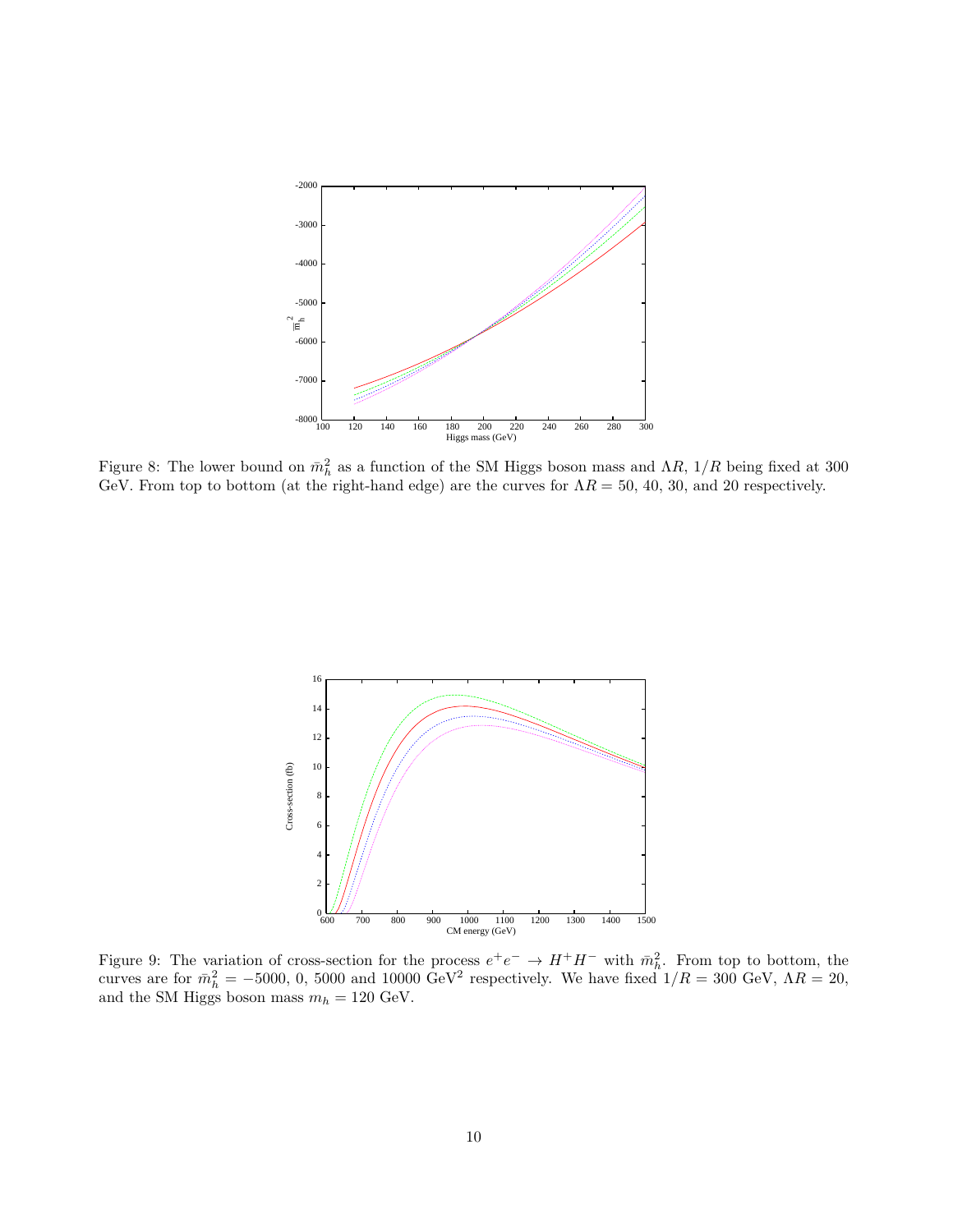Figure 8: The lower bound on $\bar{m}_h^2$ as a function of the SM Higgs boson mass and $\Lambda R$, $1/R$ being fixed at 300 GeV. From top to bottom (at the right-hand edge) are the curves for $\Lambda R = 50$, 40, 30, and 20 respectively.

Figure 9: The variation of cross-section for the process $e^+e^- \to H^+H^-$ with $\bar{m}_h^2$. From top to bottom, the curves are for $\bar{m}_h^2 = -5000$, 0, 5000 and 10000 GeV$^2$ respectively. We have fixed $1/R = 300$ GeV, $\Lambda R = 20$, and the SM Higgs boson mass $m_h = 120$ GeV.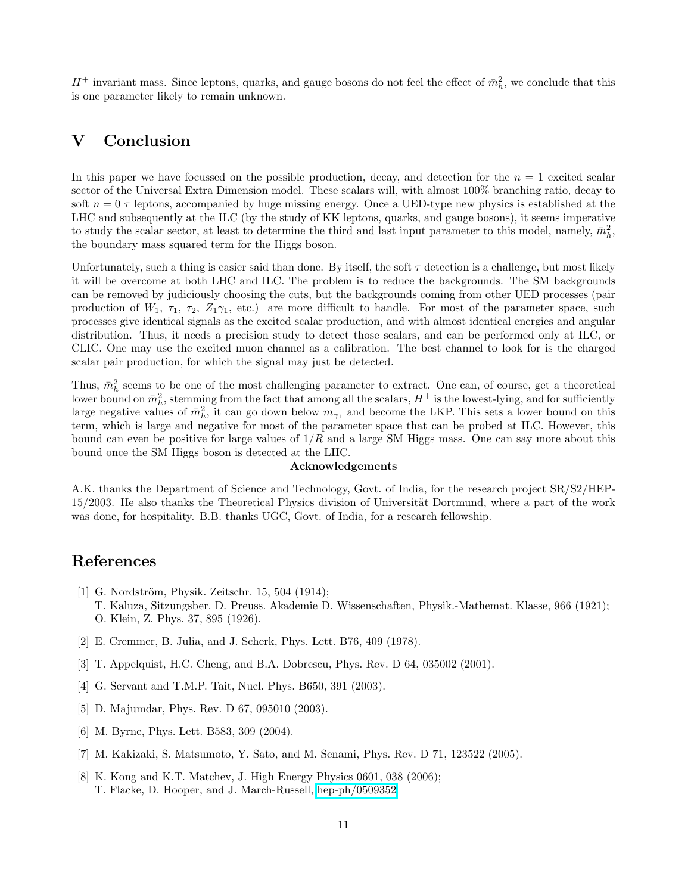$H^+$ invariant mass. Since leptons, quarks, and gauge bosons do not feel the effect of $\bar{m}_h^2$, we conclude that this is one parameter likely to remain unknown.

# V Conclusion

In this paper we have focussed on the possible production, decay, and detection for the $n = 1$ excited scalar sector of the Universal Extra Dimension model. These scalars will, with almost 100% branching ratio, decay to soft $n = 0$ $\tau$ leptons, accompanied by huge missing energy. Once a UED-type new physics is established at the LHC and subsequently at the ILC (by the study of KK leptons, quarks, and gauge bosons), it seems imperative to study the scalar sector, at least to determine the third and last input parameter to this model, namely, $\bar{m}_h^2$, the boundary mass squared term for the Higgs boson.

Unfortunately, such a thing is easier said than done. By itself, the soft $\tau$ detection is a challenge, but most likely it will be overcome at both LHC and ILC. The problem is to reduce the backgrounds. The SM backgrounds can be removed by judiciously choosing the cuts, but the backgrounds coming from other UED processes (pair production of $W_1$, $\tau_1$, $\tau_2$, $Z_1\gamma_1$, etc.) are more difficult to handle. For most of the parameter space, such processes give identical signals as the excited scalar production, and with almost identical energies and angular distribution. Thus, it needs a precision study to detect those scalars, and can be performed only at ILC, or CLIC. One may use the excited muon channel as a calibration. The best channel to look for is the charged scalar pair production, for which the signal may just be detected.

Thus, $\bar{m}_h^2$ seems to be one of the most challenging parameter to extract. One can, of course, get a theoretical lower bound on $\bar{m}_h^2$, stemming from the fact that among all the scalars, $H^+$ is the lowest-lying, and for sufficiently large negative values of $\bar{m}_h^2$, it can go down below $m_{\gamma_1}$ and become the LKP. This sets a lower bound on this term, which is large and negative for most of the parameter space that can be probed at ILC. However, this bound can even be positive for large values of $1/R$ and a large SM Higgs mass. One can say more about this bound once the SM Higgs boson is detected at the LHC.

**Acknowledgements**

A.K. thanks the Department of Science and Technology, Govt. of India, for the research project SR/S2/HEP-15/2003. He also thanks the Theoretical Physics division of Universität Dortmund, where a part of the work was done, for hospitality. B.B. thanks UGC, Govt. of India, for a research fellowship.

# References

[1] G. Nordström, Physik. Zeitschr. 15, 504 (1914);
T. Kaluza, Sitzungsber. D. Preuss. Akademie D. Wissenschaften, Physik.-Mathemat. Klasse, 966 (1921);
O. Klein, Z. Phys. 37, 895 (1926).

[2] E. Cremmer, B. Julia, and J. Scherk, Phys. Lett. B76, 409 (1978).

[3] T. Appelquist, H.C. Cheng, and B.A. Dobrescu, Phys. Rev. D 64, 035002 (2001).

[4] G. Servant and T.M.P. Tait, Nucl. Phys. B650, 391 (2003).

[5] D. Majumdar, Phys. Rev. D 67, 095010 (2003).

[6] M. Byrne, Phys. Lett. B583, 309 (2004).

[7] M. Kakizaki, S. Matsumoto, Y. Sato, and M. Senami, Phys. Rev. D 71, 123522 (2005).

[8] K. Kong and K.T. Matchev, J. High Energy Physics 0601, 038 (2006);
T. Flacke, D. Hooper, and J. March-Russell, hep-ph/0509352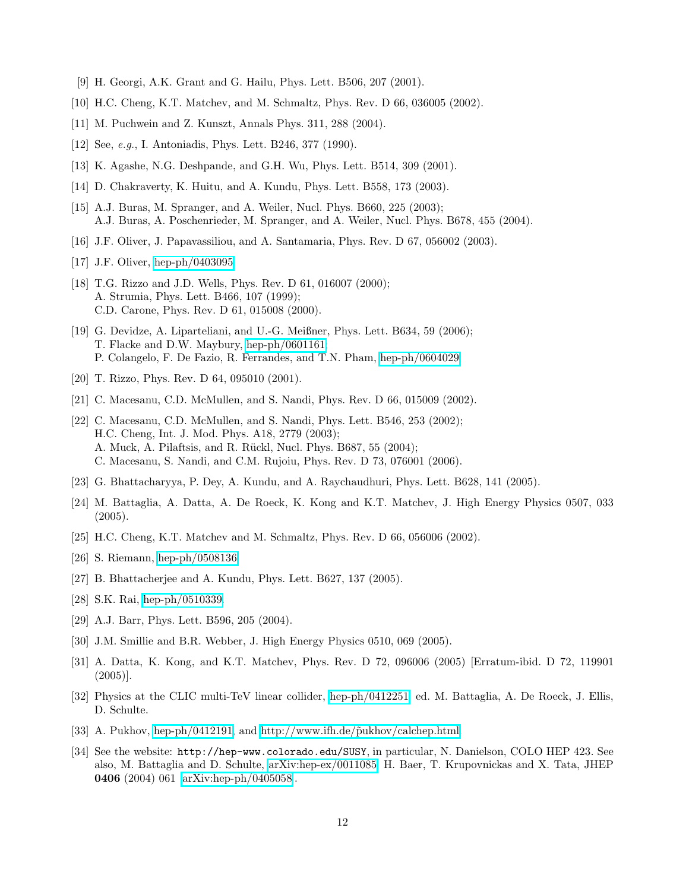[9] H. Georgi, A.K. Grant and G. Hailu, Phys. Lett. B506, 207 (2001).

[10] H.C. Cheng, K.T. Matchev, and M. Schmaltz, Phys. Rev. D 66, 036005 (2002).

[11] M. Puchwein and Z. Kunszt, Annals Phys. 311, 288 (2004).

[12] See, *e.g.*, I. Antoniadis, Phys. Lett. B246, 377 (1990).

[13] K. Agashe, N.G. Deshpande, and G.H. Wu, Phys. Lett. B514, 309 (2001).

[14] D. Chakraverty, K. Huitu, and A. Kundu, Phys. Lett. B558, 173 (2003).

[15] A.J. Buras, M. Spranger, and A. Weiler, Nucl. Phys. B660, 225 (2003);
A.J. Buras, A. Poschenrieder, M. Spranger, and A. Weiler, Nucl. Phys. B678, 455 (2004).

[16] J.F. Oliver, J. Papavassiliou, and A. Santamaria, Phys. Rev. D 67, 056002 (2003).

[17] J.F. Oliver, hep-ph/0403095.

[18] T.G. Rizzo and J.D. Wells, Phys. Rev. D 61, 016007 (2000);
A. Strumia, Phys. Lett. B466, 107 (1999);
C.D. Carone, Phys. Rev. D 61, 015008 (2000).

[19] G. Devidze, A. Liparteliani, and U.-G. Meißner, Phys. Lett. B634, 59 (2006);
T. Flacke and D.W. Maybury, hep-ph/0601161;
P. Colangelo, F. De Fazio, R. Ferrandes, and T.N. Pham, hep-ph/0604029.

[20] T. Rizzo, Phys. Rev. D 64, 095010 (2001).

[21] C. Macesanu, C.D. McMullen, and S. Nandi, Phys. Rev. D 66, 015009 (2002).

[22] C. Macesanu, C.D. McMullen, and S. Nandi, Phys. Lett. B546, 253 (2002);
H.C. Cheng, Int. J. Mod. Phys. A18, 2779 (2003);
A. Muck, A. Pilaftsis, and R. Rückl, Nucl. Phys. B687, 55 (2004);
C. Macesanu, S. Nandi, and C.M. Rujoiu, Phys. Rev. D 73, 076001 (2006).

[23] G. Bhattacharyya, P. Dey, A. Kundu, and A. Raychaudhuri, Phys. Lett. B628, 141 (2005).

[24] M. Battaglia, A. Datta, A. De Roeck, K. Kong and K.T. Matchev, J. High Energy Physics 0507, 033 (2005).

[25] H.C. Cheng, K.T. Matchev and M. Schmaltz, Phys. Rev. D 66, 056006 (2002).

[26] S. Riemann, hep-ph/0508136.

[27] B. Bhattacherjee and A. Kundu, Phys. Lett. B627, 137 (2005).

[28] S.K. Rai, hep-ph/0510339.

[29] A.J. Barr, Phys. Lett. B596, 205 (2004).

[30] J.M. Smillie and B.R. Webber, J. High Energy Physics 0510, 069 (2005).

[31] A. Datta, K. Kong, and K.T. Matchev, Phys. Rev. D 72, 096006 (2005) [Erratum-ibid. D 72, 119901 (2005)].

[32] Physics at the CLIC multi-TeV linear collider, hep-ph/0412251, ed. M. Battaglia, A. De Roeck, J. Ellis, D. Schulte.

[33] A. Pukhov, hep-ph/0412191, and http://www.ifh.de/p̃ukhov/calchep.html.

[34] See the website: `http://hep-www.colorado.edu/SUSY`, in particular, N. Danielson, COLO HEP 423. See also, M. Battaglia and D. Schulte, arXiv:hep-ex/0011085; H. Baer, T. Krupovnickas and X. Tata, JHEP **0406** (2004) 061 [arXiv:hep-ph/0405058].